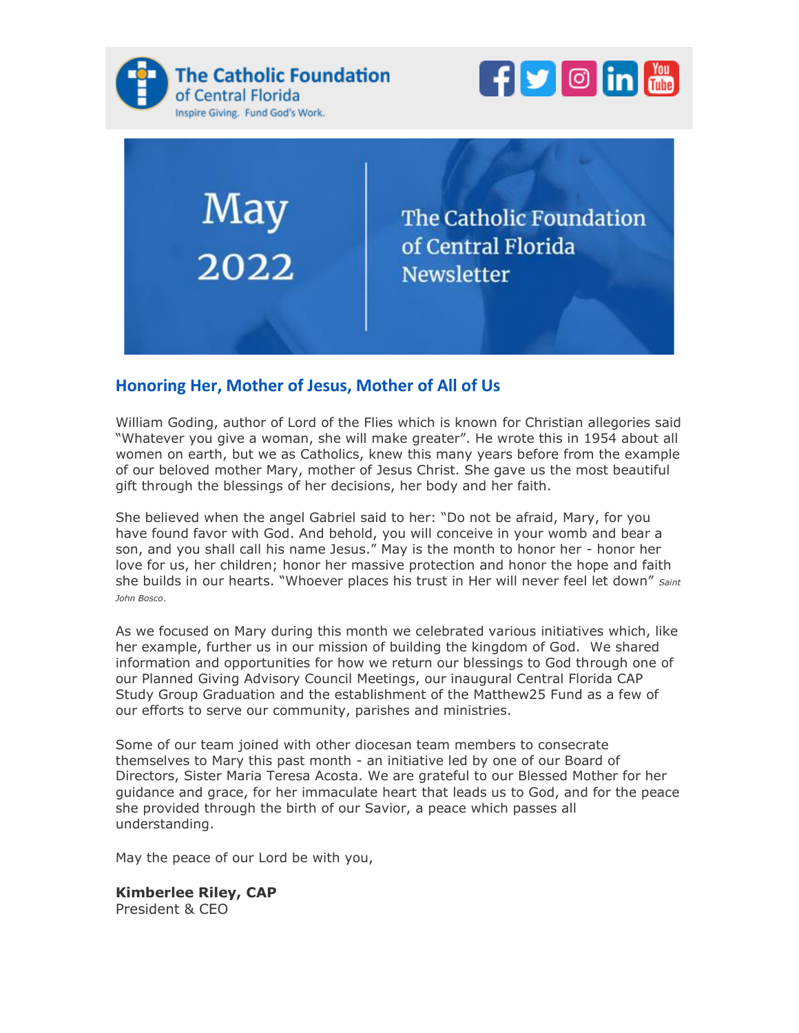The Catholic Foundation of Central Florida

Inspire Giving. Fund God's Work.

May 2022

The Catholic Foundation of Central Florida Newsletter

## Honoring Her, Mother of Jesus, Mother of All of Us

William Goding, author of Lord of the Flies which is known for Christian allegories said "Whatever you give a woman, she will make greater". He wrote this in 1954 about all women on earth, but we as Catholics, knew this many years before from the example of our beloved mother Mary, mother of Jesus Christ. She gave us the most beautiful gift through the blessings of her decisions, her body and her faith.

She believed when the angel Gabriel said to her: "Do not be afraid, Mary, for you have found favor with God. And behold, you will conceive in your womb and bear a son, and you shall call his name Jesus." May is the month to honor her - honor her love for us, her children; honor her massive protection and honor the hope and faith she builds in our hearts. "Whoever places his trust in Her will never feel let down" *Saint John Bosco*.

As we focused on Mary during this month we celebrated various initiatives which, like her example, further us in our mission of building the kingdom of God. We shared information and opportunities for how we return our blessings to God through one of our Planned Giving Advisory Council Meetings, our inaugural Central Florida CAP Study Group Graduation and the establishment of the Matthew25 Fund as a few of our efforts to serve our community, parishes and ministries.

Some of our team joined with other diocesan team members to consecrate themselves to Mary this past month - an initiative led by one of our Board of Directors, Sister Maria Teresa Acosta. We are grateful to our Blessed Mother for her guidance and grace, for her immaculate heart that leads us to God, and for the peace she provided through the birth of our Savior, a peace which passes all understanding.

May the peace of our Lord be with you,

**Kimberlee Riley, CAP**
President & CEO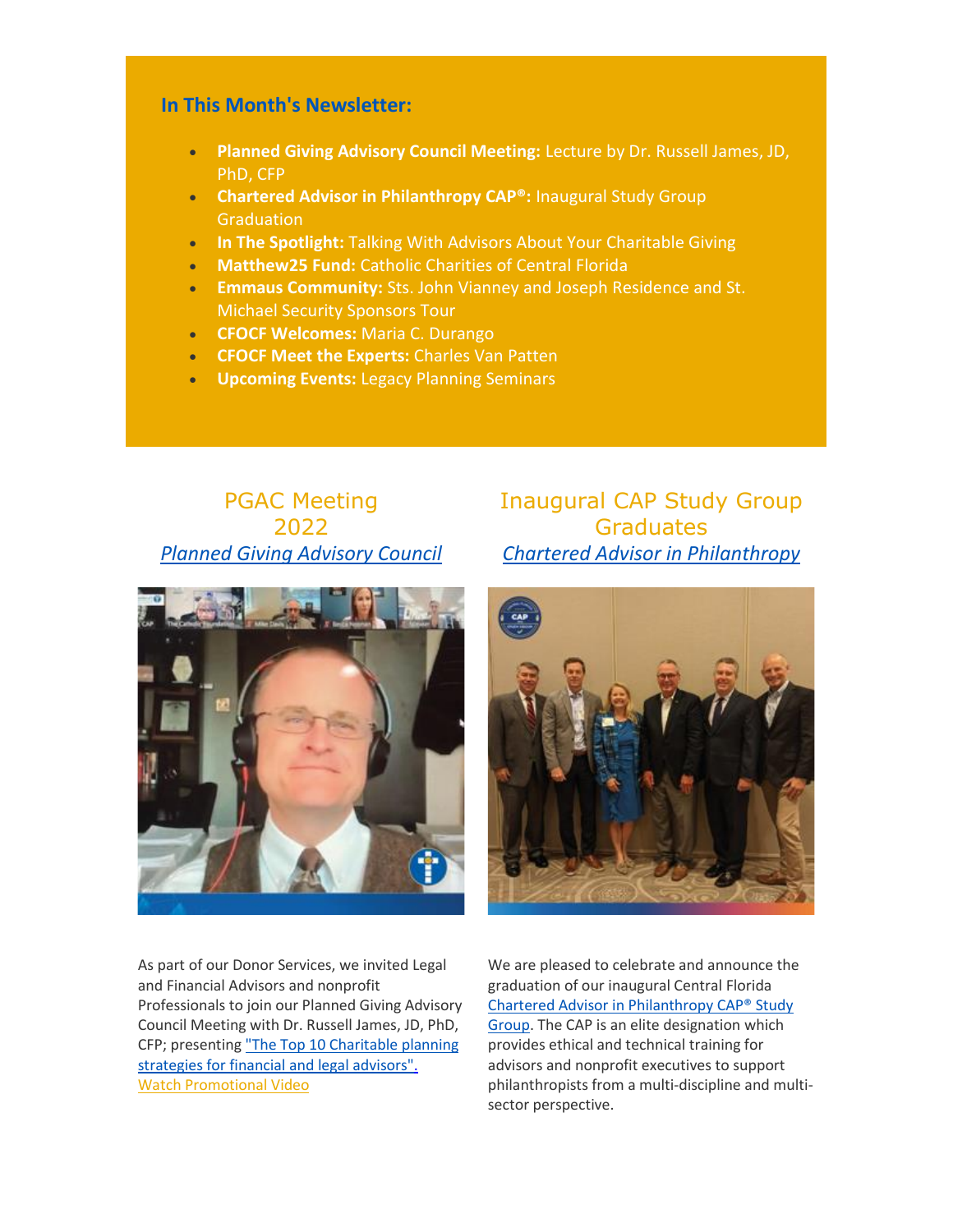## In This Month's Newsletter:

- **Planned Giving Advisory Council Meeting:** Lecture by Dr. Russell James, JD, PhD, CFP
- **Chartered Advisor in Philanthropy CAP®:** Inaugural Study Group Graduation
- **In The Spotlight:** Talking With Advisors About Your Charitable Giving
- **Matthew25 Fund:** Catholic Charities of Central Florida
- **Emmaus Community:** Sts. John Vianney and Joseph Residence and St. Michael Security Sponsors Tour
- **CFOCF Welcomes:** Maria C. Durango
- **CFOCF Meet the Experts:** Charles Van Patten
- **Upcoming Events:** Legacy Planning Seminars

## PGAC Meeting 2022

*Planned Giving Advisory Council*

As part of our Donor Services, we invited Legal and Financial Advisors and nonprofit Professionals to join our Planned Giving Advisory Council Meeting with Dr. Russell James, JD, PhD, CFP; presenting "The Top 10 Charitable planning strategies for financial and legal advisors".

Watch Promotional Video

## Inaugural CAP Study Group Graduates

*Chartered Advisor in Philanthropy*

We are pleased to celebrate and announce the graduation of our inaugural Central Florida Chartered Advisor in Philanthropy CAP® Study Group. The CAP is an elite designation which provides ethical and technical training for advisors and nonprofit executives to support philanthropists from a multi-discipline and multi-sector perspective.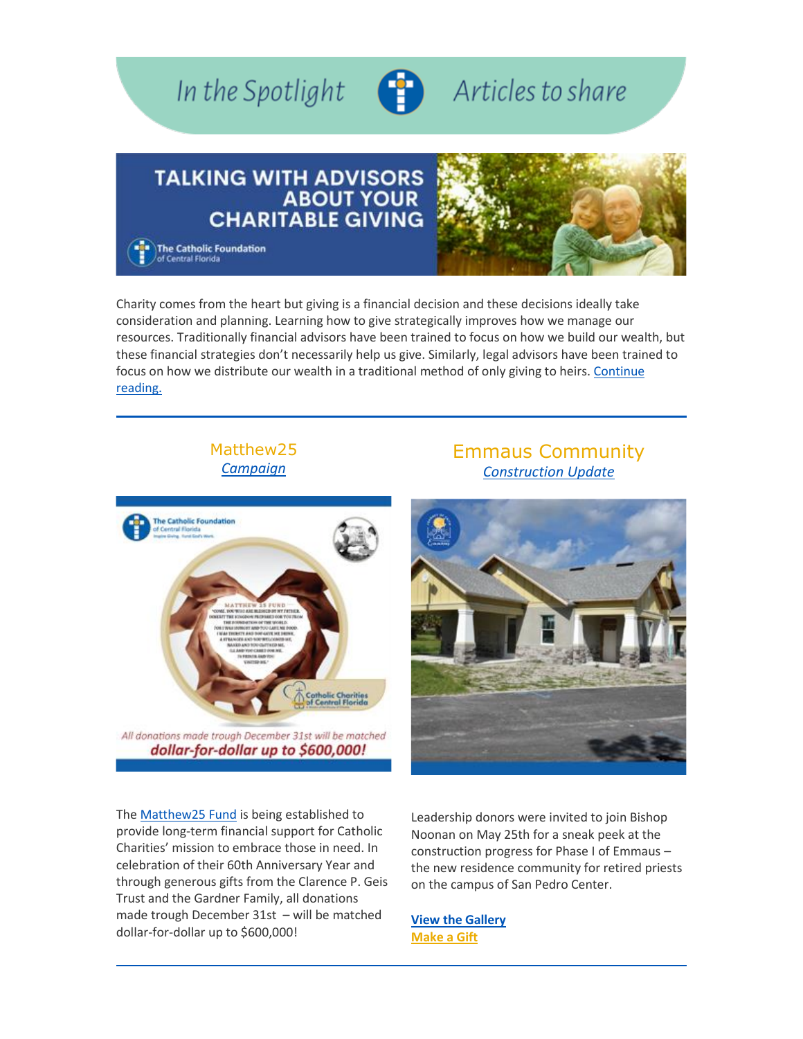# In the Spotlight — Articles to share

## TALKING WITH ADVISORS ABOUT YOUR CHARITABLE GIVING

The Catholic Foundation of Central Florida

Charity comes from the heart but giving is a financial decision and these decisions ideally take consideration and planning. Learning how to give strategically improves how we manage our resources. Traditionally financial advisors have been trained to focus on how we build our wealth, but these financial strategies don't necessarily help us give. Similarly, legal advisors have been trained to focus on how we distribute our wealth in a traditional method of only giving to heirs. Continue reading.

---

## Matthew25

*Campaign*

All donations made trough December 31st will be matched **dollar-for-dollar up to $600,000!**

The Matthew25 Fund is being established to provide long-term financial support for Catholic Charities' mission to embrace those in need. In celebration of their 60th Anniversary Year and through generous gifts from the Clarence P. Geis Trust and the Gardner Family, all donations made trough December 31st – will be matched dollar-for-dollar up to $600,000!

## Emmaus Community

*Construction Update*

Leadership donors were invited to join Bishop Noonan on May 25th for a sneak peek at the construction progress for Phase I of Emmaus – the new residence community for retired priests on the campus of San Pedro Center.

**View the Gallery**

**Make a Gift**

---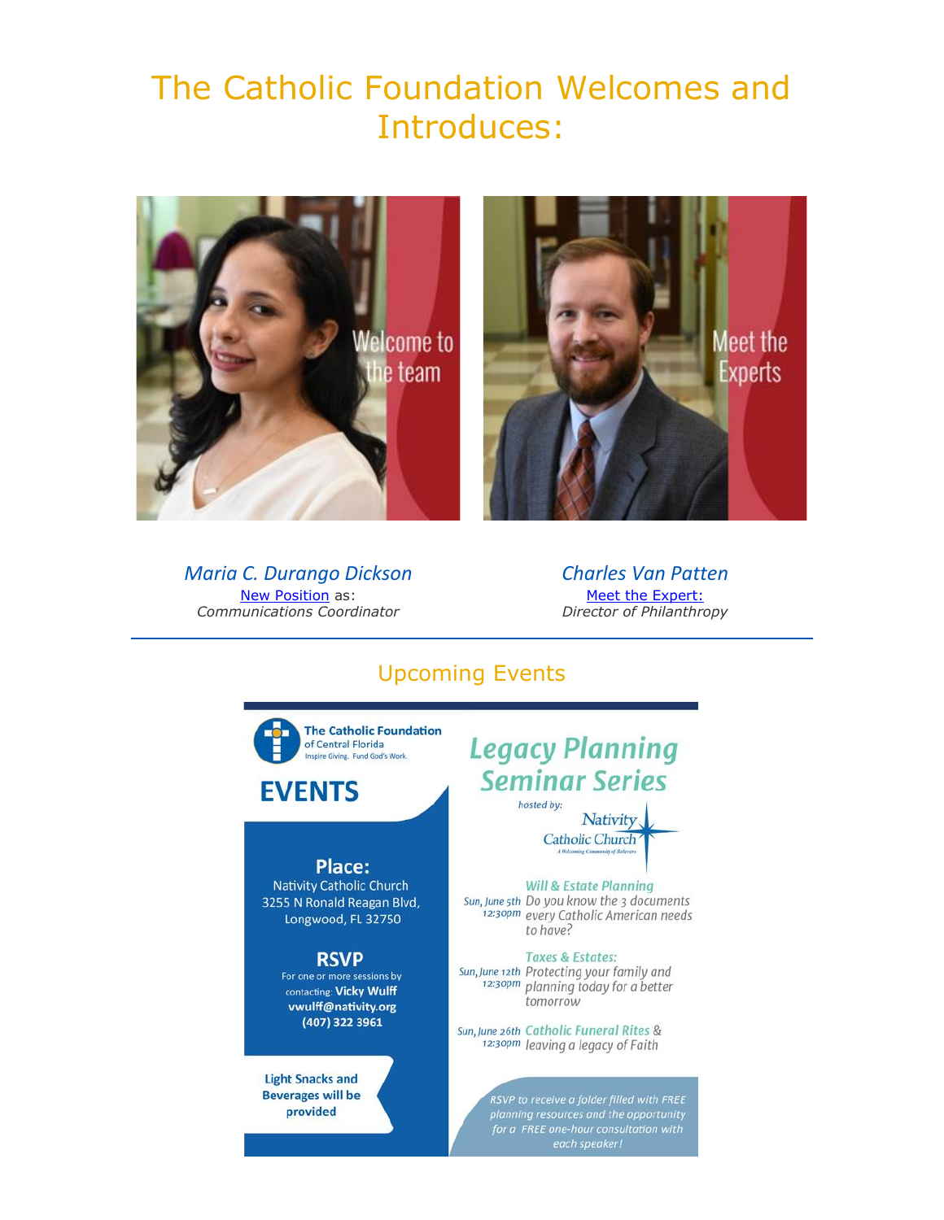# The Catholic Foundation Welcomes and Introduces:

Welcome to the team

Meet the Experts

*Maria C. Durango Dickson*
New Position as:
*Communications Coordinator*

*Charles Van Patten*
Meet the Expert:
*Director of Philanthropy*

---

## Upcoming Events

**The Catholic Foundation** of Central Florida
Inspire Giving. Fund God's Work.

# EVENTS

**Place:**
Nativity Catholic Church
3255 N Ronald Reagan Blvd,
Longwood, FL 32750

**RSVP**
For one or more sessions by contacting: **Vicky Wulff**
**vwulff@nativity.org**
**(407) 322 3961**

**Light Snacks and Beverages will be provided**

## *Legacy Planning Seminar Series*

*hosted by:* Nativity Catholic Church
A Welcoming Community of Believers

Sun, June 5th 12:30pm — *Will & Estate Planning*
*Do you know the 3 documents every Catholic American needs to have?*

Sun, June 12th 12:30pm — *Taxes & Estates:*
*Protecting your family and planning today for a better tomorrow*

Sun, June 26th 12:30pm — *Catholic Funeral Rites & leaving a legacy of Faith*

*RSVP to receive a folder filled with FREE planning resources and the opportunity for a FREE one-hour consultation with each speaker!*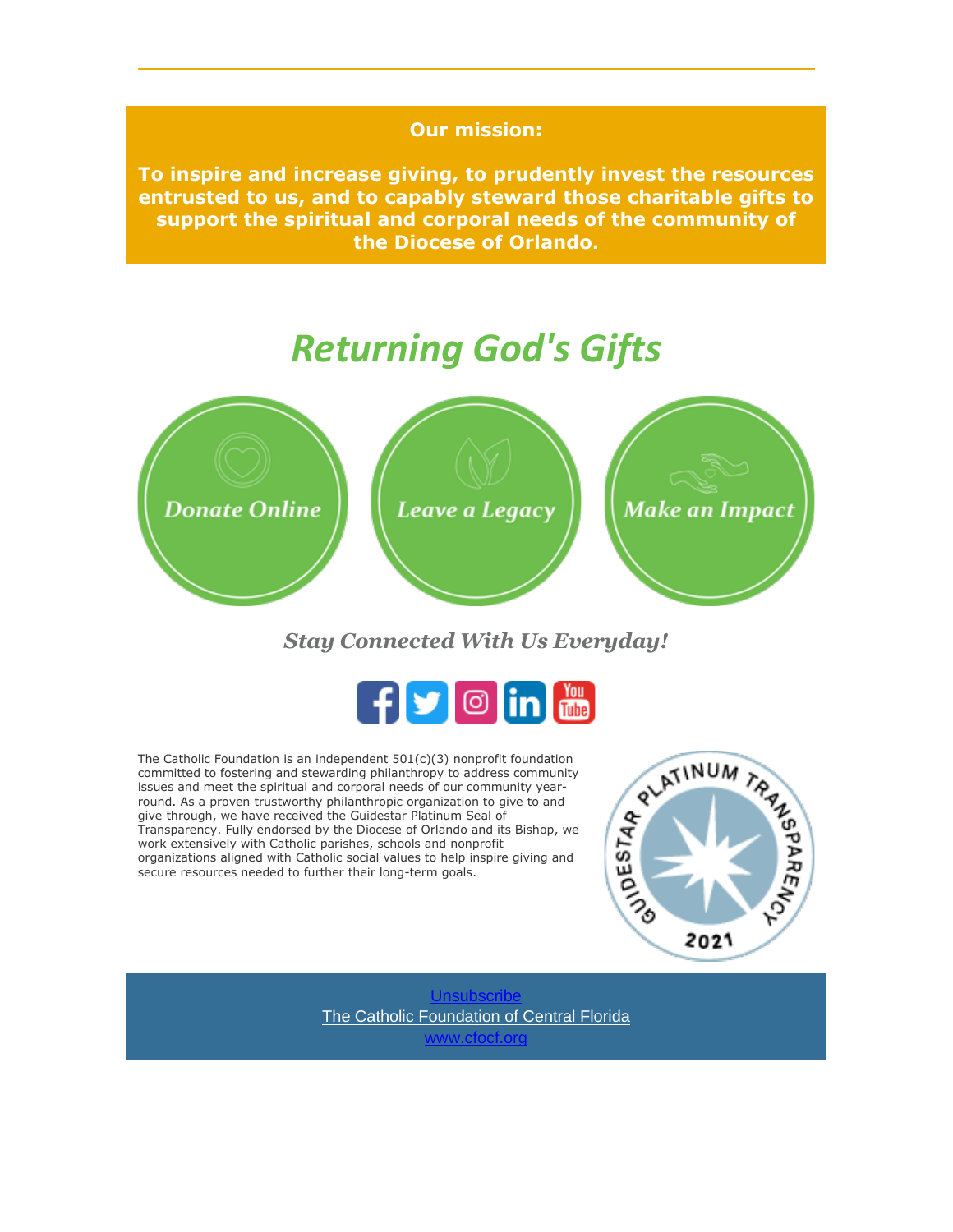**Our mission:**

**To inspire and increase giving, to prudently invest the resources entrusted to us, and to capably steward those charitable gifts to support the spiritual and corporal needs of the community of the Diocese of Orlando.**

# *Returning God's Gifts*

*Donate Online*

*Leave a Legacy*

*Make an Impact*

*Stay Connected With Us Everyday!*

The Catholic Foundation is an independent 501(c)(3) nonprofit foundation committed to fostering and stewarding philanthropy to address community issues and meet the spiritual and corporal needs of our community year-round. As a proven trustworthy philanthropic organization to give to and give through, we have received the Guidestar Platinum Seal of Transparency. Fully endorsed by the Diocese of Orlando and its Bishop, we work extensively with Catholic parishes, schools and nonprofit organizations aligned with Catholic social values to help inspire giving and secure resources needed to further their long-term goals.

GUIDESTAR PLATINUM TRANSPARENCY 2021

Unsubscribe
The Catholic Foundation of Central Florida
www.cfocf.org